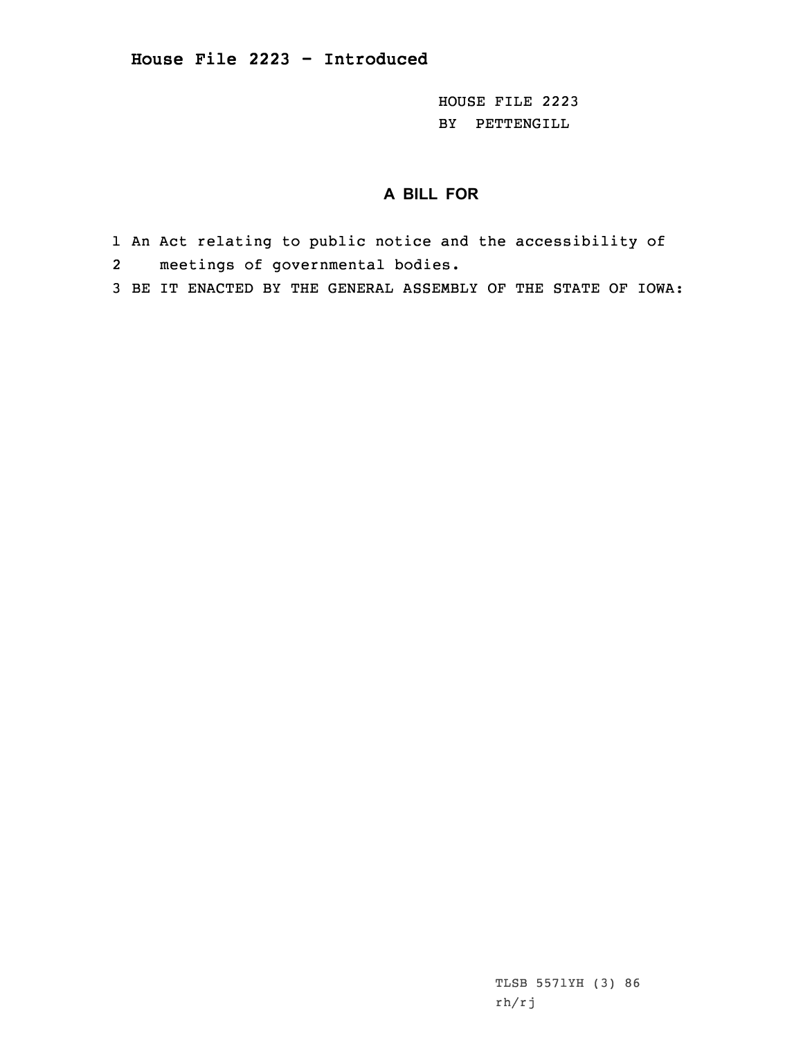**House File 2223 - Introduced**

HOUSE FILE 2223
BY PETTENGILL

## A BILL FOR

1 An Act relating to public notice and the accessibility of
2 meetings of governmental bodies.
3 BE IT ENACTED BY THE GENERAL ASSEMBLY OF THE STATE OF IOWA:

TLSB 5571YH (3) 86
rh/rj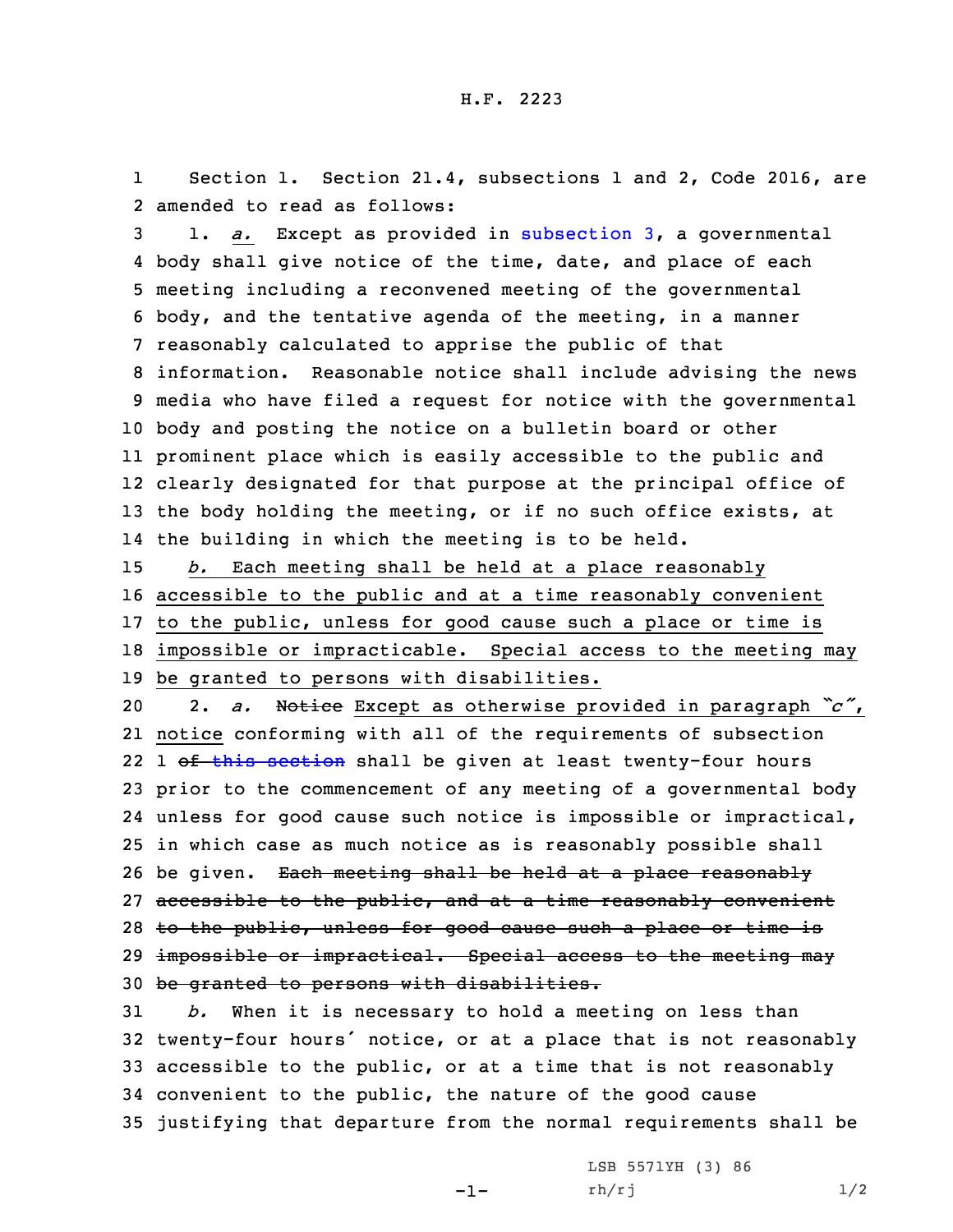Section 1. Section 21.4, subsections 1 and 2, Code 2016, are amended to read as follows:

1. *a.* Except as provided in subsection 3, a governmental body shall give notice of the time, date, and place of each meeting including a reconvened meeting of the governmental body, and the tentative agenda of the meeting, in a manner reasonably calculated to apprise the public of that information. Reasonable notice shall include advising the news media who have filed a request for notice with the governmental body and posting the notice on a bulletin board or other prominent place which is easily accessible to the public and clearly designated for that purpose at the principal office of the body holding the meeting, or if no such office exists, at the building in which the meeting is to be held.

*b.* Each meeting shall be held at a place reasonably accessible to the public and at a time reasonably convenient to the public, unless for good cause such a place or time is impossible or impracticable. Special access to the meeting may be granted to persons with disabilities.

2. *a.* ~~Notice~~ Except as otherwise provided in paragraph *"c"*, notice conforming with all of the requirements of subsection 1 ~~of this section~~ shall be given at least twenty-four hours prior to the commencement of any meeting of a governmental body unless for good cause such notice is impossible or impractical, in which case as much notice as is reasonably possible shall be given. ~~Each meeting shall be held at a place reasonably accessible to the public, and at a time reasonably convenient to the public, unless for good cause such a place or time is impossible or impractical. Special access to the meeting may be granted to persons with disabilities.~~

*b.* When it is necessary to hold a meeting on less than twenty-four hours' notice, or at a place that is not reasonably accessible to the public, or at a time that is not reasonably convenient to the public, the nature of the good cause justifying that departure from the normal requirements shall be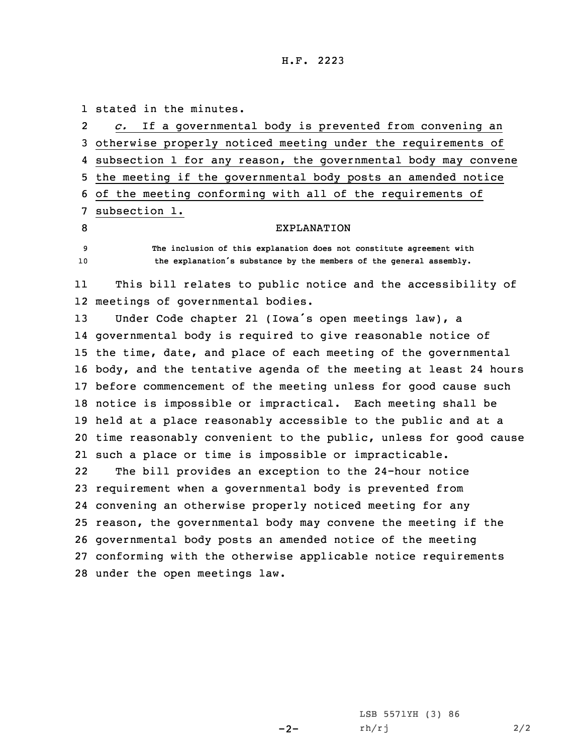stated in the minutes.

*c.* If a governmental body is prevented from convening an otherwise properly noticed meeting under the requirements of subsection 1 for any reason, the governmental body may convene the meeting if the governmental body posts an amended notice of the meeting conforming with all of the requirements of subsection 1.

EXPLANATION

The inclusion of this explanation does not constitute agreement with the explanation's substance by the members of the general assembly.

This bill relates to public notice and the accessibility of meetings of governmental bodies.

Under Code chapter 21 (Iowa's open meetings law), a governmental body is required to give reasonable notice of the time, date, and place of each meeting of the governmental body, and the tentative agenda of the meeting at least 24 hours before commencement of the meeting unless for good cause such notice is impossible or impractical. Each meeting shall be held at a place reasonably accessible to the public and at a time reasonably convenient to the public, unless for good cause such a place or time is impossible or impracticable.

The bill provides an exception to the 24-hour notice requirement when a governmental body is prevented from convening an otherwise properly noticed meeting for any reason, the governmental body may convene the meeting if the governmental body posts an amended notice of the meeting conforming with the otherwise applicable notice requirements under the open meetings law.

LSB 5571YH (3) 86
rh/rj